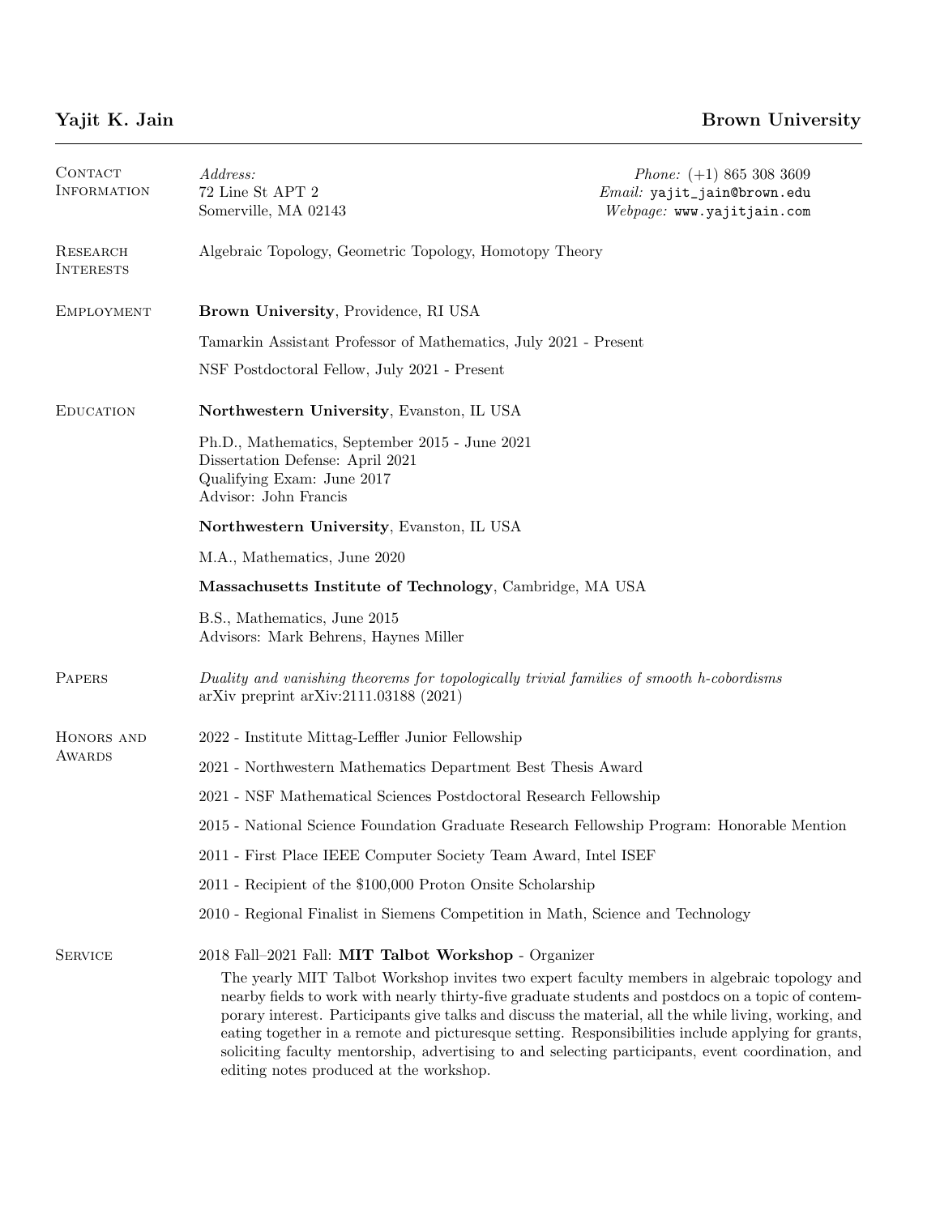**Yajit K. Jain** — **Brown University**

---

## Contact Information

*Address:*
72 Line St APT 2
Somerville, MA 02143

*Phone:* (+1) 865 308 3609
*Email:* `yajit_jain@brown.edu`
*Webpage:* `www.yajitjain.com`

## Research Interests

Algebraic Topology, Geometric Topology, Homotopy Theory

## Employment

**Brown University**, Providence, RI USA

Tamarkin Assistant Professor of Mathematics, July 2021 - Present

NSF Postdoctoral Fellow, July 2021 - Present

## Education

**Northwestern University**, Evanston, IL USA

Ph.D., Mathematics, September 2015 - June 2021
Dissertation Defense: April 2021
Qualifying Exam: June 2017
Advisor: John Francis

**Northwestern University**, Evanston, IL USA

M.A., Mathematics, June 2020

**Massachusetts Institute of Technology**, Cambridge, MA USA

B.S., Mathematics, June 2015
Advisors: Mark Behrens, Haynes Miller

## Papers

*Duality and vanishing theorems for topologically trivial families of smooth h-cobordisms*
arXiv preprint arXiv:2111.03188 (2021)

## Honors and Awards

2022 - Institute Mittag-Leffler Junior Fellowship

2021 - Northwestern Mathematics Department Best Thesis Award

2021 - NSF Mathematical Sciences Postdoctoral Research Fellowship

2015 - National Science Foundation Graduate Research Fellowship Program: Honorable Mention

2011 - First Place IEEE Computer Society Team Award, Intel ISEF

2011 - Recipient of the $100,000 Proton Onsite Scholarship

2010 - Regional Finalist in Siemens Competition in Math, Science and Technology

## Service

2018 Fall–2021 Fall: **MIT Talbot Workshop** - Organizer

The yearly MIT Talbot Workshop invites two expert faculty members in algebraic topology and nearby fields to work with nearly thirty-five graduate students and postdocs on a topic of contemporary interest. Participants give talks and discuss the material, all the while living, working, and eating together in a remote and picturesque setting. Responsibilities include applying for grants, soliciting faculty mentorship, advertising to and selecting participants, event coordination, and editing notes produced at the workshop.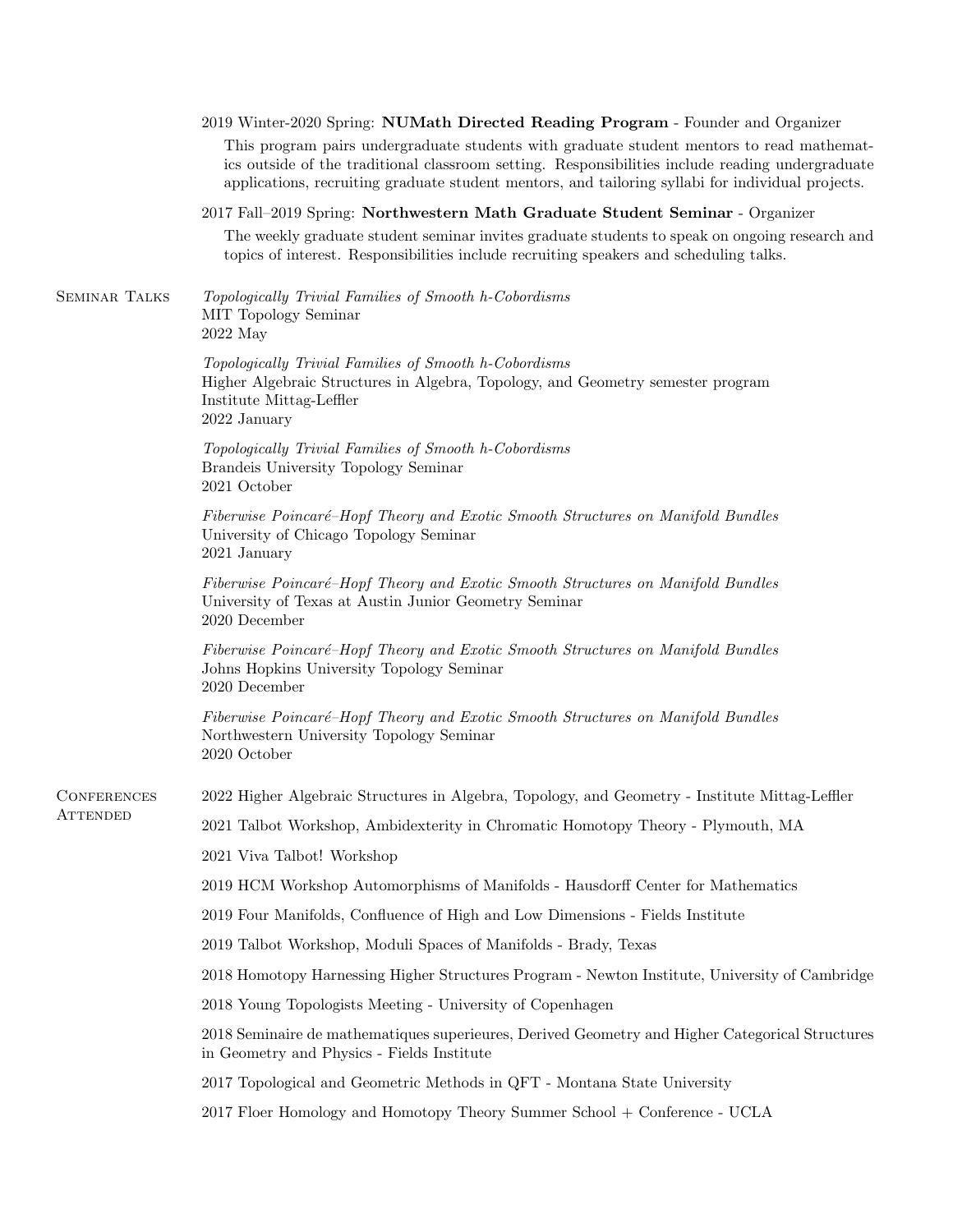2019 Winter-2020 Spring: **NUMath Directed Reading Program** - Founder and Organizer

This program pairs undergraduate students with graduate student mentors to read mathematics outside of the traditional classroom setting. Responsibilities include reading undergraduate applications, recruiting graduate student mentors, and tailoring syllabi for individual projects.

2017 Fall–2019 Spring: **Northwestern Math Graduate Student Seminar** - Organizer

The weekly graduate student seminar invites graduate students to speak on ongoing research and topics of interest. Responsibilities include recruiting speakers and scheduling talks.

## Seminar Talks

*Topologically Trivial Families of Smooth h-Cobordisms*
MIT Topology Seminar
2022 May

*Topologically Trivial Families of Smooth h-Cobordisms*
Higher Algebraic Structures in Algebra, Topology, and Geometry semester program
Institute Mittag-Leffler
2022 January

*Topologically Trivial Families of Smooth h-Cobordisms*
Brandeis University Topology Seminar
2021 October

*Fiberwise Poincaré–Hopf Theory and Exotic Smooth Structures on Manifold Bundles*
University of Chicago Topology Seminar
2021 January

*Fiberwise Poincaré–Hopf Theory and Exotic Smooth Structures on Manifold Bundles*
University of Texas at Austin Junior Geometry Seminar
2020 December

*Fiberwise Poincaré–Hopf Theory and Exotic Smooth Structures on Manifold Bundles*
Johns Hopkins University Topology Seminar
2020 December

*Fiberwise Poincaré–Hopf Theory and Exotic Smooth Structures on Manifold Bundles*
Northwestern University Topology Seminar
2020 October

## Conferences Attended

2022 Higher Algebraic Structures in Algebra, Topology, and Geometry - Institute Mittag-Leffler

2021 Talbot Workshop, Ambidexterity in Chromatic Homotopy Theory - Plymouth, MA

2021 Viva Talbot! Workshop

2019 HCM Workshop Automorphisms of Manifolds - Hausdorff Center for Mathematics

2019 Four Manifolds, Confluence of High and Low Dimensions - Fields Institute

2019 Talbot Workshop, Moduli Spaces of Manifolds - Brady, Texas

2018 Homotopy Harnessing Higher Structures Program - Newton Institute, University of Cambridge

2018 Young Topologists Meeting - University of Copenhagen

2018 Seminaire de mathematiques superieures, Derived Geometry and Higher Categorical Structures in Geometry and Physics - Fields Institute

2017 Topological and Geometric Methods in QFT - Montana State University

2017 Floer Homology and Homotopy Theory Summer School + Conference - UCLA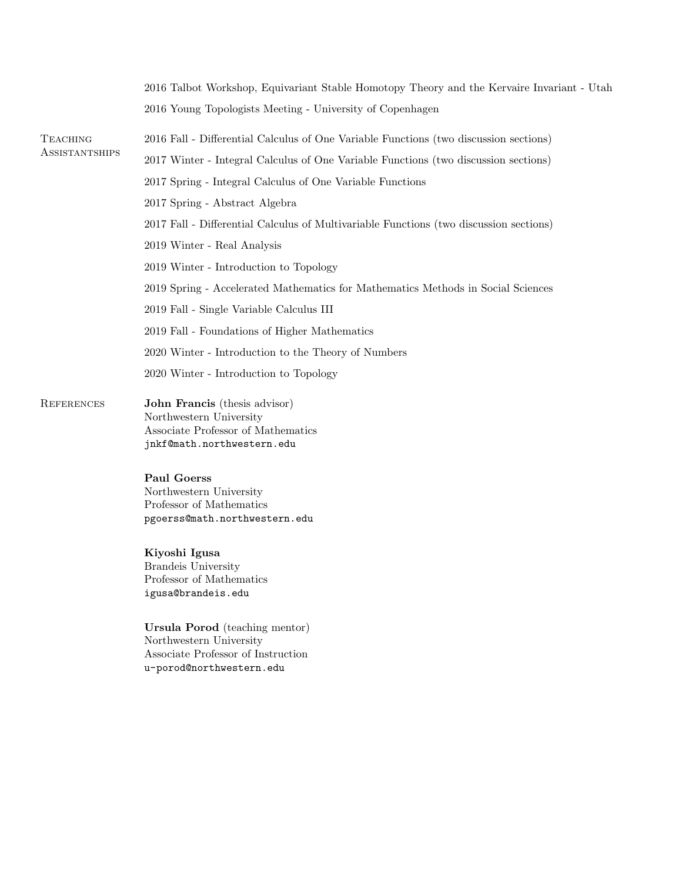2016 Talbot Workshop, Equivariant Stable Homotopy Theory and the Kervaire Invariant - Utah

2016 Young Topologists Meeting - University of Copenhagen

## Teaching Assistantships

2016 Fall - Differential Calculus of One Variable Functions (two discussion sections)

2017 Winter - Integral Calculus of One Variable Functions (two discussion sections)

2017 Spring - Integral Calculus of One Variable Functions

2017 Spring - Abstract Algebra

2017 Fall - Differential Calculus of Multivariable Functions (two discussion sections)

2019 Winter - Real Analysis

2019 Winter - Introduction to Topology

2019 Spring - Accelerated Mathematics for Mathematics Methods in Social Sciences

2019 Fall - Single Variable Calculus III

2019 Fall - Foundations of Higher Mathematics

2020 Winter - Introduction to the Theory of Numbers

2020 Winter - Introduction to Topology

## References

**John Francis** (thesis advisor)
Northwestern University
Associate Professor of Mathematics
jnkf@math.northwestern.edu

**Paul Goerss**
Northwestern University
Professor of Mathematics
pgoerss@math.northwestern.edu

**Kiyoshi Igusa**
Brandeis University
Professor of Mathematics
igusa@brandeis.edu

**Ursula Porod** (teaching mentor)
Northwestern University
Associate Professor of Instruction
u-porod@northwestern.edu